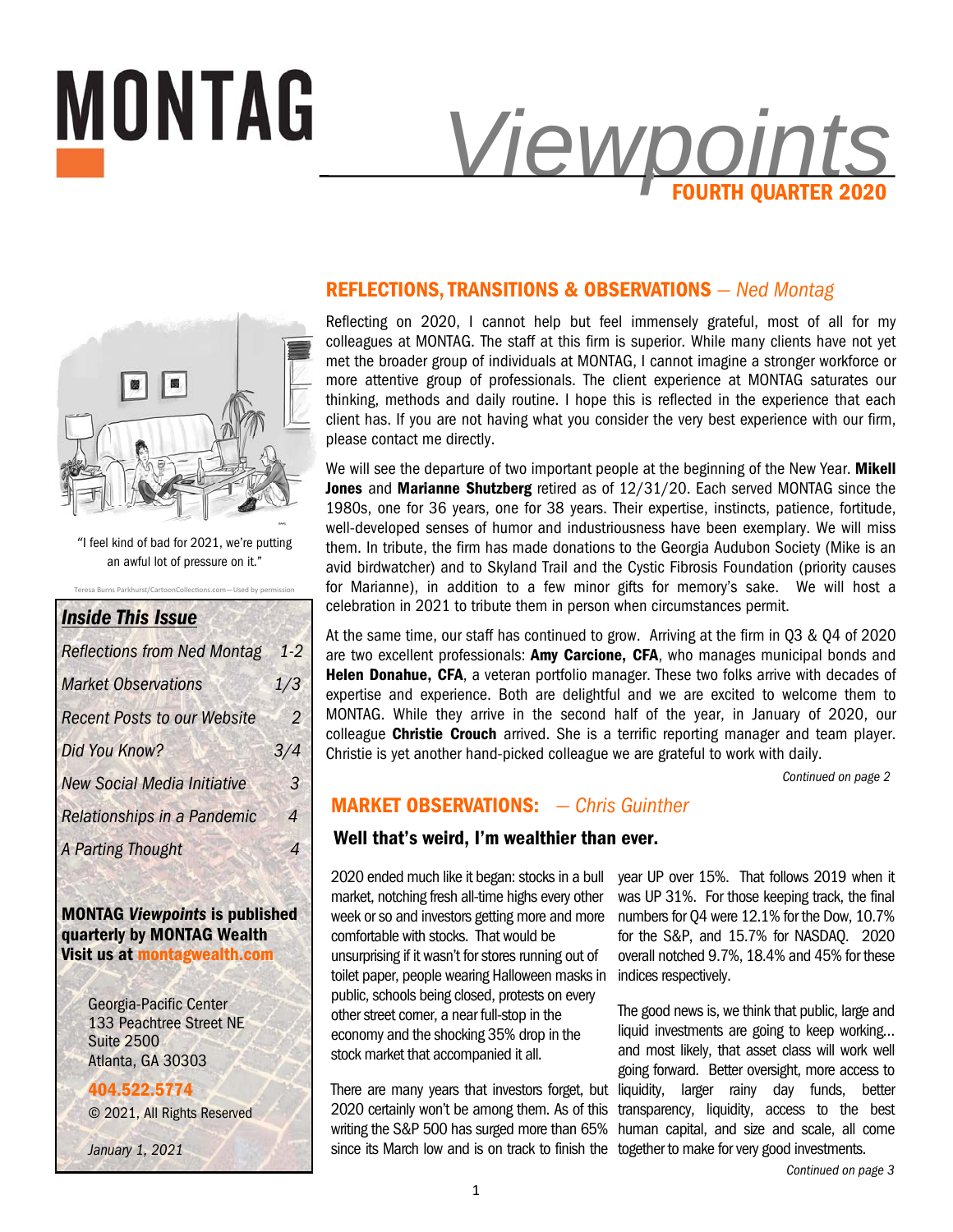# MONTAG *Viewpoints*

**FOURTH QUARTER 2020**

"I feel kind of bad for 2021, we're putting an awful lot of pressure on it."

Teresa Burns Parkhurst/CartoonCollections.com—Used by permission

***Inside This Issue***

| | |
|---|---|
| *Reflections from Ned Montag* | *1-2* |
| *Market Observations* | *1/3* |
| *Recent Posts to our Website* | *2* |
| *Did You Know?* | *3/4* |
| *New Social Media Initiative* | *3* |
| *Relationships in a Pandemic* | *4* |
| *A Parting Thought* | *4* |

**MONTAG *Viewpoints* is published quarterly by MONTAG Wealth Visit us at montagwealth.com**

Georgia-Pacific Center
133 Peachtree Street NE
Suite 2500
Atlanta, GA 30303

**404.522.5774**

© 2021, All Rights Reserved

*January 1, 2021*

## REFLECTIONS, TRANSITIONS & OBSERVATIONS — *Ned Montag*

Reflecting on 2020, I cannot help but feel immensely grateful, most of all for my colleagues at MONTAG. The staff at this firm is superior. While many clients have not yet met the broader group of individuals at MONTAG, I cannot imagine a stronger workforce or more attentive group of professionals. The client experience at MONTAG saturates our thinking, methods and daily routine. I hope this is reflected in the experience that each client has. If you are not having what you consider the very best experience with our firm, please contact me directly.

We will see the departure of two important people at the beginning of the New Year. **Mikell Jones** and **Marianne Shutzberg** retired as of 12/31/20. Each served MONTAG since the 1980s, one for 36 years, one for 38 years. Their expertise, instincts, patience, fortitude, well-developed senses of humor and industriousness have been exemplary. We will miss them. In tribute, the firm has made donations to the Georgia Audubon Society (Mike is an avid birdwatcher) and to Skyland Trail and the Cystic Fibrosis Foundation (priority causes for Marianne), in addition to a few minor gifts for memory's sake. We will host a celebration in 2021 to tribute them in person when circumstances permit.

At the same time, our staff has continued to grow. Arriving at the firm in Q3 & Q4 of 2020 are two excellent professionals: **Amy Carcione, CFA**, who manages municipal bonds and **Helen Donahue, CFA**, a veteran portfolio manager. These two folks arrive with decades of expertise and experience. Both are delightful and we are excited to welcome them to MONTAG. While they arrive in the second half of the year, in January of 2020, our colleague **Christie Crouch** arrived. She is a terrific reporting manager and team player. Christie is yet another hand-picked colleague we are grateful to work with daily.

*Continued on page 2*

## MARKET OBSERVATIONS: — *Chris Guinther*

### Well that's weird, I'm wealthier than ever.

2020 ended much like it began: stocks in a bull market, notching fresh all-time highs every other week or so and investors getting more and more comfortable with stocks. That would be unsurprising if it wasn't for stores running out of toilet paper, people wearing Halloween masks in public, schools being closed, protests on every other street corner, a near full-stop in the economy and the shocking 35% drop in the stock market that accompanied it all.

There are many years that investors forget, but 2020 certainly won't be among them. As of this writing the S&P 500 has surged more than 65% since its March low and is on track to finish the year UP over 15%. That follows 2019 when it was UP 31%. For those keeping track, the final numbers for Q4 were 12.1% for the Dow, 10.7% for the S&P, and 15.7% for NASDAQ. 2020 overall notched 9.7%, 18.4% and 45% for these indices respectively.

The good news is, we think that public, large and liquid investments are going to keep working… and most likely, that asset class will work well going forward. Better oversight, more access to liquidity, larger rainy day funds, better transparency, liquidity, access to the best human capital, and size and scale, all come together to make for very good investments.

*Continued on page 3*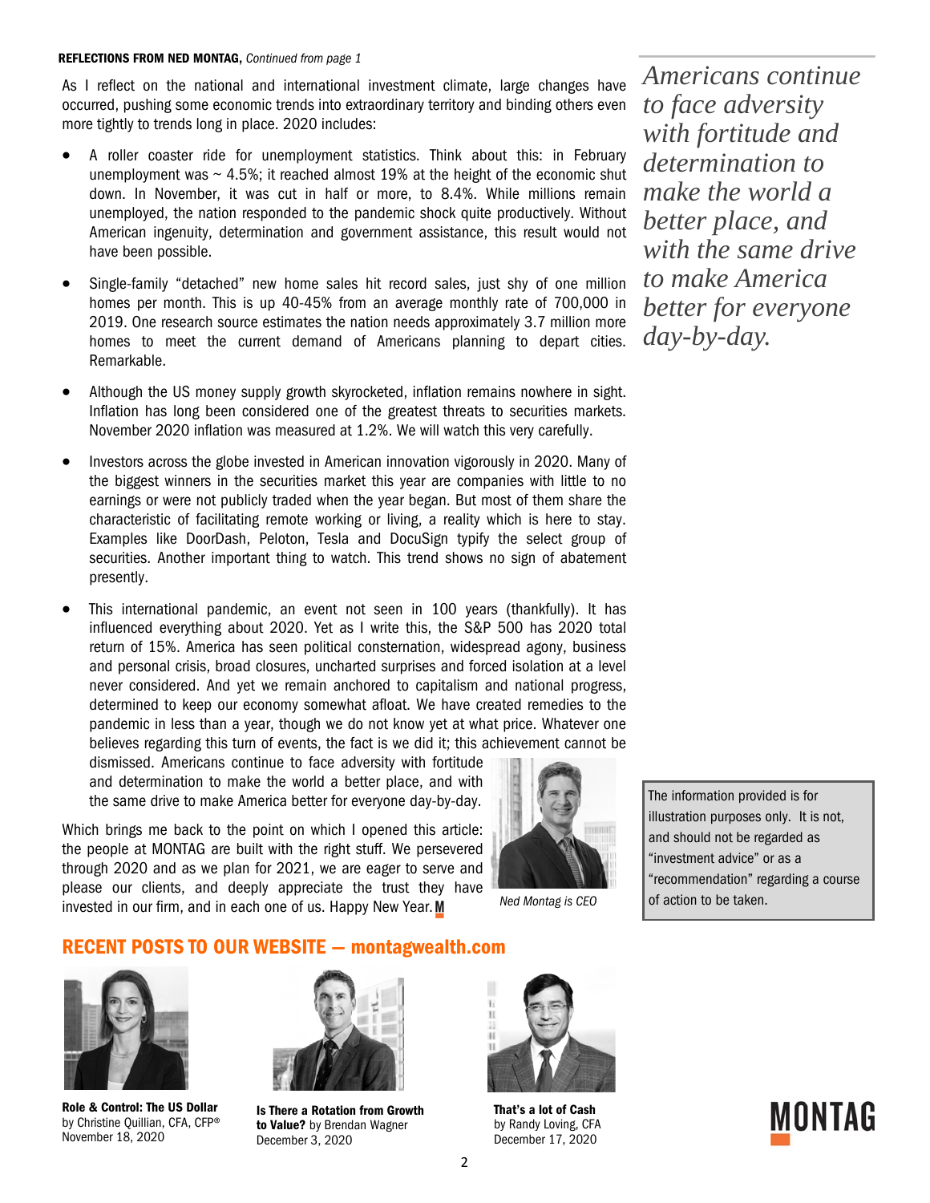**REFLECTIONS FROM NED MONTAG,** *Continued from page 1*

As I reflect on the national and international investment climate, large changes have occurred, pushing some economic trends into extraordinary territory and binding others even more tightly to trends long in place. 2020 includes:

- A roller coaster ride for unemployment statistics. Think about this: in February unemployment was ~ 4.5%; it reached almost 19% at the height of the economic shut down. In November, it was cut in half or more, to 8.4%. While millions remain unemployed, the nation responded to the pandemic shock quite productively. Without American ingenuity, determination and government assistance, this result would not have been possible.

- Single-family "detached" new home sales hit record sales, just shy of one million homes per month. This is up 40-45% from an average monthly rate of 700,000 in 2019. One research source estimates the nation needs approximately 3.7 million more homes to meet the current demand of Americans planning to depart cities. Remarkable.

- Although the US money supply growth skyrocketed, inflation remains nowhere in sight. Inflation has long been considered one of the greatest threats to securities markets. November 2020 inflation was measured at 1.2%. We will watch this very carefully.

- Investors across the globe invested in American innovation vigorously in 2020. Many of the biggest winners in the securities market this year are companies with little to no earnings or were not publicly traded when the year began. But most of them share the characteristic of facilitating remote working or living, a reality which is here to stay. Examples like DoorDash, Peloton, Tesla and DocuSign typify the select group of securities. Another important thing to watch. This trend shows no sign of abatement presently.

- This international pandemic, an event not seen in 100 years (thankfully). It has influenced everything about 2020. Yet as I write this, the S&P 500 has 2020 total return of 15%. America has seen political consternation, widespread agony, business and personal crisis, broad closures, uncharted surprises and forced isolation at a level never considered. And yet we remain anchored to capitalism and national progress, determined to keep our economy somewhat afloat. We have created remedies to the pandemic in less than a year, though we do not know yet at what price. Whatever one believes regarding this turn of events, the fact is we did it; this achievement cannot be dismissed. Americans continue to face adversity with fortitude and determination to make the world a better place, and with the same drive to make America better for everyone day-by-day.

Which brings me back to the point on which I opened this article: the people at MONTAG are built with the right stuff. We persevered through 2020 and as we plan for 2021, we are eager to serve and please our clients, and deeply appreciate the trust they have invested in our firm, and in each one of us. Happy New Year.

*Ned Montag is CEO*

*Americans continue to face adversity with fortitude and determination to make the world a better place, and with the same drive to make America better for everyone day-by-day.*

The information provided is for illustration purposes only. It is not, and should not be regarded as "investment advice" or as a "recommendation" regarding a course of action to be taken.

## RECENT POSTS TO OUR WEBSITE — montagwealth.com

**Role & Control: The US Dollar**
by Christine Quillian, CFA, CFP®
November 18, 2020

**Is There a Rotation from Growth to Value?** by Brendan Wagner
December 3, 2020

**That's a lot of Cash**
by Randy Loving, CFA
December 17, 2020

MONTAG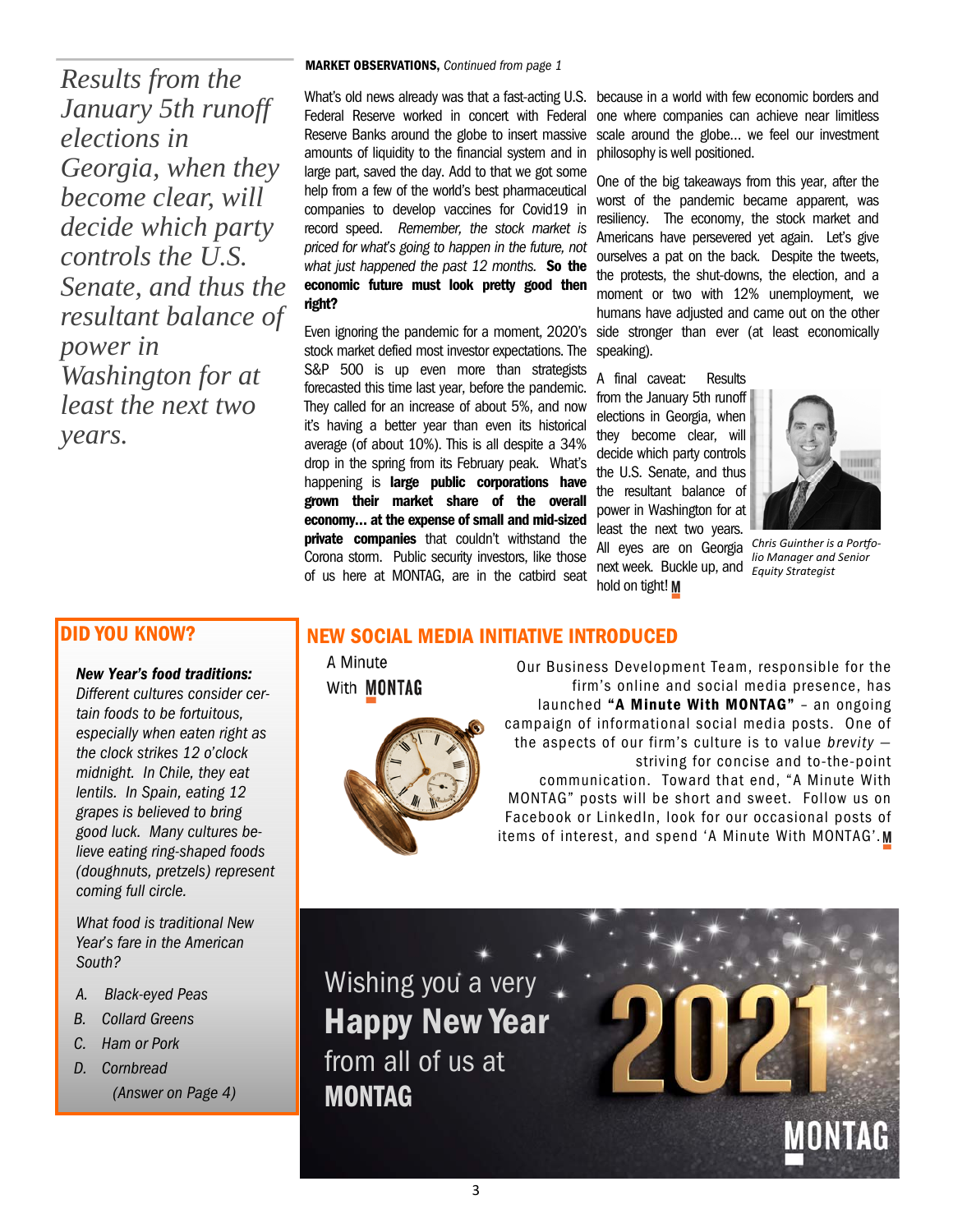*Results from the January 5th runoff elections in Georgia, when they become clear, will decide which party controls the U.S. Senate, and thus the resultant balance of power in Washington for at least the next two years.*

**MARKET OBSERVATIONS,** *Continued from page 1*

What's old news already was that a fast-acting U.S. Federal Reserve worked in concert with Federal Reserve Banks around the globe to insert massive amounts of liquidity to the financial system and in large part, saved the day. Add to that we got some help from a few of the world's best pharmaceutical companies to develop vaccines for Covid19 in record speed. *Remember, the stock market is priced for what's going to happen in the future, not what just happened the past 12 months.* **So the economic future must look pretty good then right?**

Even ignoring the pandemic for a moment, 2020's stock market defied most investor expectations. The S&P 500 is up even more than strategists forecasted this time last year, before the pandemic. They called for an increase of about 5%, and now it's having a better year than even its historical average (of about 10%). This is all despite a 34% drop in the spring from its February peak. What's happening is **large public corporations have grown their market share of the overall economy... at the expense of small and mid-sized private companies** that couldn't withstand the Corona storm. Public security investors, like those of us here at MONTAG, are in the catbird seat because in a world with few economic borders and one where companies can achieve near limitless scale around the globe... we feel our investment philosophy is well positioned.

One of the big takeaways from this year, after the worst of the pandemic became apparent, was resiliency. The economy, the stock market and Americans have persevered yet again. Let's give ourselves a pat on the back. Despite the tweets, the protests, the shut-downs, the election, and a moment or two with 12% unemployment, we humans have adjusted and came out on the other side stronger than ever (at least economically speaking).

A final caveat: Results from the January 5th runoff elections in Georgia, when they become clear, will decide which party controls the U.S. Senate, and thus the resultant balance of power in Washington for at least the next two years. All eyes are on Georgia next week. Buckle up, and hold on tight! **M**

*Chris Guinther is a Portfolio Manager and Senior Equity Strategist*

## DID YOU KNOW?

***New Year's food traditions:***

*Different cultures consider certain foods to be fortuitous, especially when eaten right as the clock strikes 12 o'clock midnight. In Chile, they eat lentils. In Spain, eating 12 grapes is believed to bring good luck. Many cultures believe eating ring-shaped foods (doughnuts, pretzels) represent coming full circle.*

*What food is traditional New Year's fare in the American South?*

- *A. Black-eyed Peas*
- *B. Collard Greens*
- *C. Ham or Pork*
- *D. Cornbread*

*(Answer on Page 4)*

## NEW SOCIAL MEDIA INITIATIVE INTRODUCED

A Minute With MONTAG

Our Business Development Team, responsible for the firm's online and social media presence, has launched **"A Minute With MONTAG"** – an ongoing campaign of informational social media posts. One of the aspects of our firm's culture is to value *brevity* — striving for concise and to-the-point communication. Toward that end, "A Minute With MONTAG" posts will be short and sweet. Follow us on Facebook or LinkedIn, look for our occasional posts of items of interest, and spend 'A Minute With MONTAG'. **M**

Wishing you a very **Happy New Year** from all of us at **MONTAG**

2021

MONTAG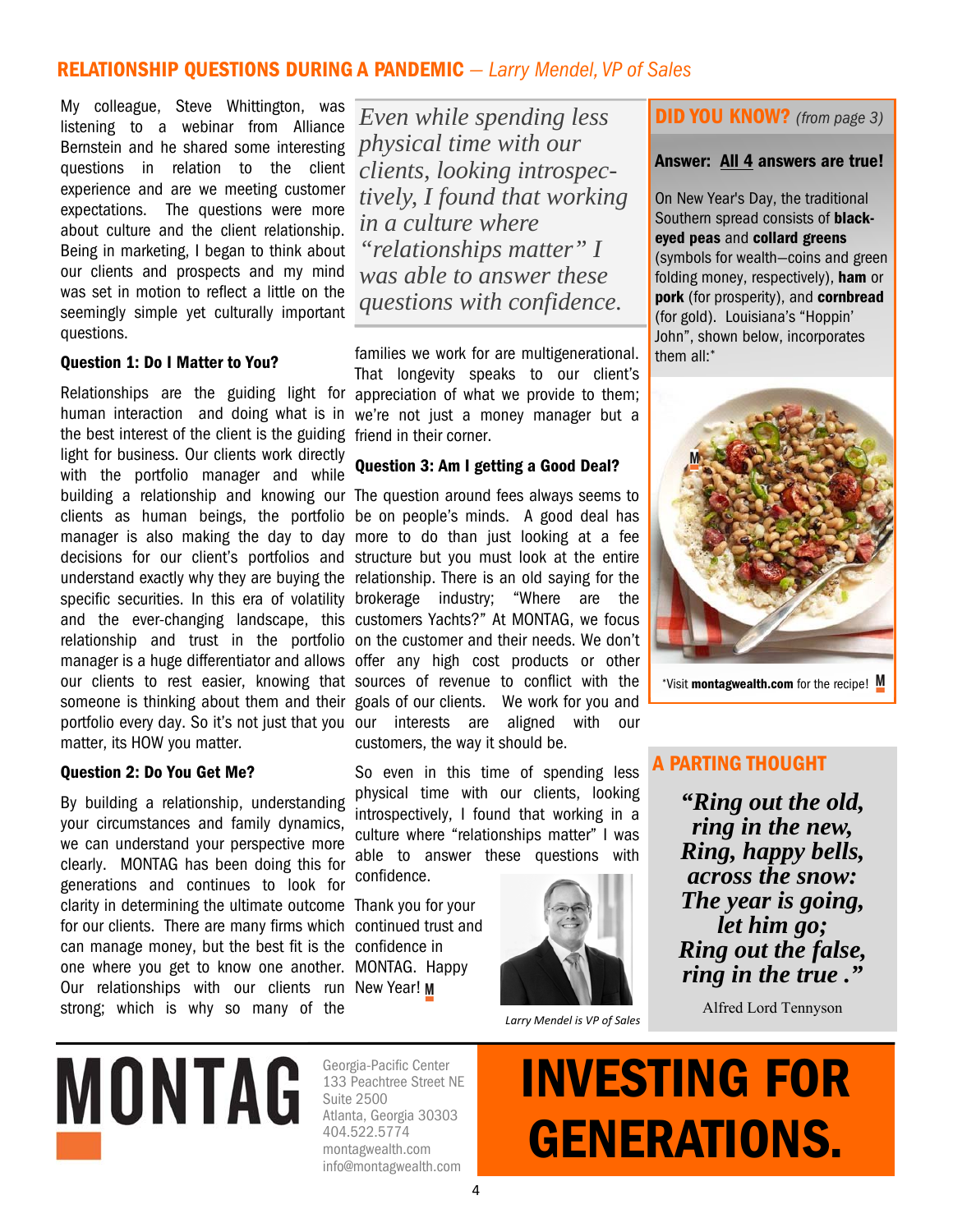## RELATIONSHIP QUESTIONS DURING A PANDEMIC — *Larry Mendel, VP of Sales*

My colleague, Steve Whittington, was listening to a webinar from Alliance Bernstein and he shared some interesting questions in relation to the client experience and are we meeting customer expectations. The questions were more about culture and the client relationship. Being in marketing, I began to think about our clients and prospects and my mind was set in motion to reflect a little on the seemingly simple yet culturally important questions.

*Even while spending less physical time with our clients, looking introspectively, I found that working in a culture where "relationships matter" I was able to answer these questions with confidence.*

### Question 1: Do I Matter to You?

Relationships are the guiding light for human interaction and doing what is in the best interest of the client is the guiding light for business. Our clients work directly with the portfolio manager and while building a relationship and knowing our clients as human beings, the portfolio manager is also making the day to day decisions for our client's portfolios and understand exactly why they are buying the specific securities. In this era of volatility and the ever-changing landscape, this relationship and trust in the portfolio manager is a huge differentiator and allows our clients to rest easier, knowing that someone is thinking about them and their portfolio every day. So it's not just that you matter, its HOW you matter.

### Question 2: Do You Get Me?

By building a relationship, understanding your circumstances and family dynamics, we can understand your perspective more clearly. MONTAG has been doing this for generations and continues to look for clarity in determining the ultimate outcome for our clients. There are many firms which can manage money, but the best fit is the one where you get to know one another. Our relationships with our clients run strong; which is why so many of the families we work for are multigenerational. That longevity speaks to our client's appreciation of what we provide to them; we're not just a money manager but a friend in their corner.

### Question 3: Am I getting a Good Deal?

The question around fees always seems to be on people's minds. A good deal has more to do than just looking at a fee structure but you must look at the entire relationship. There is an old saying for the brokerage industry; "Where are the customers Yachts?" At MONTAG, we focus on the customer and their needs. We don't offer any high cost products or other sources of revenue to conflict with the goals of our clients. We work for you and our interests are aligned with our customers, the way it should be.

So even in this time of spending less physical time with our clients, looking introspectively, I found that working in a culture where "relationships matter" I was able to answer these questions with confidence.

Thank you for your continued trust and confidence in MONTAG. Happy New Year!

*Larry Mendel is VP of Sales*

## DID YOU KNOW? *(from page 3)*

**Answer: All 4 answers are true!**

On New Year's Day, the traditional Southern spread consists of **black-eyed peas** and **collard greens** (symbols for wealth—coins and green folding money, respectively), **ham** or **pork** (for prosperity), and **cornbread** (for gold). Louisiana's "Hoppin' John", shown below, incorporates them all:*

*Visit **montagwealth.com** for the recipe!

## A PARTING THOUGHT

***"Ring out the old, ring in the new, Ring, happy bells, across the snow: The year is going, let him go; Ring out the false, ring in the true ."***

Alfred Lord Tennyson

---

**MONTAG**

Georgia-Pacific Center
133 Peachtree Street NE
Suite 2500
Atlanta, Georgia 30303
404.522.5774
montagwealth.com
info@montagwealth.com

**INVESTING FOR GENERATIONS.**